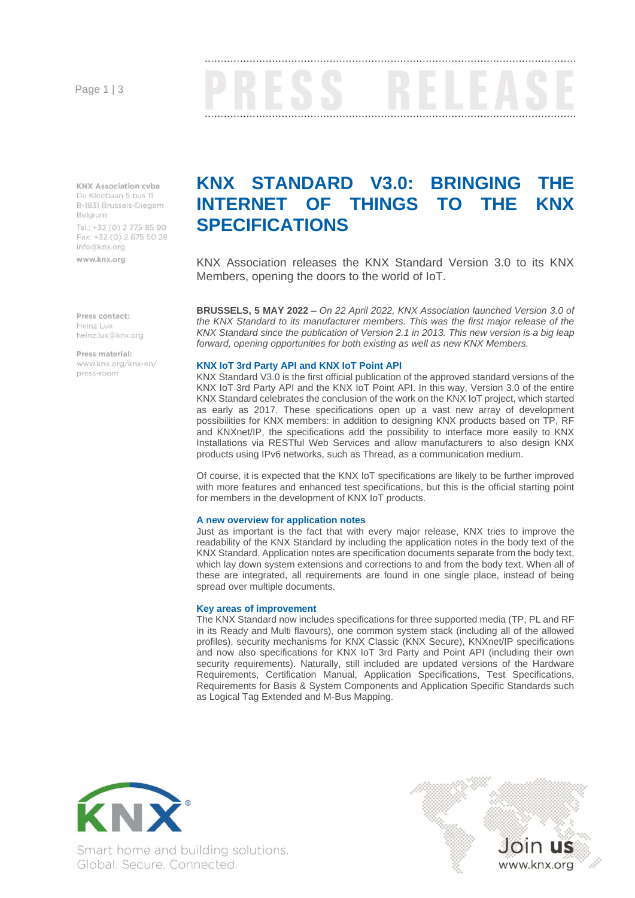PRESS RELEASE

**KNX Association cvba**
De Kleetlaan 5 bus 11
B-1831 Brussels-Diegem
Belgium
Tel.: +32 (0) 2 775 85 90
Fax: +32 (0) 2 675 50 28
info@knx.org
**www.knx.org**

**Press contact:**
Heinz Lux
heinz.lux@knx.org

**Press material:**
www.knx.org/knx-en/press-room

# KNX STANDARD V3.0: BRINGING THE INTERNET OF THINGS TO THE KNX SPECIFICATIONS

KNX Association releases the KNX Standard Version 3.0 to its KNX Members, opening the doors to the world of IoT.

**BRUSSELS, 5 MAY 2022 –** *On 22 April 2022, KNX Association launched Version 3.0 of the KNX Standard to its manufacturer members. This was the first major release of the KNX Standard since the publication of Version 2.1 in 2013. This new version is a big leap forward, opening opportunities for both existing as well as new KNX Members.*

### KNX IoT 3rd Party API and KNX IoT Point API

KNX Standard V3.0 is the first official publication of the approved standard versions of the KNX IoT 3rd Party API and the KNX IoT Point API. In this way, Version 3.0 of the entire KNX Standard celebrates the conclusion of the work on the KNX IoT project, which started as early as 2017. These specifications open up a vast new array of development possibilities for KNX members: in addition to designing KNX products based on TP, RF and KNXnet/IP, the specifications add the possibility to interface more easily to KNX Installations via RESTful Web Services and allow manufacturers to also design KNX products using IPv6 networks, such as Thread, as a communication medium.

Of course, it is expected that the KNX IoT specifications are likely to be further improved with more features and enhanced test specifications, but this is the official starting point for members in the development of KNX IoT products.

### A new overview for application notes

Just as important is the fact that with every major release, KNX tries to improve the readability of the KNX Standard by including the application notes in the body text of the KNX Standard. Application notes are specification documents separate from the body text, which lay down system extensions and corrections to and from the body text. When all of these are integrated, all requirements are found in one single place, instead of being spread over multiple documents.

### Key areas of improvement

The KNX Standard now includes specifications for three supported media (TP, PL and RF in its Ready and Multi flavours), one common system stack (including all of the allowed profiles), security mechanisms for KNX Classic (KNX Secure), KNXnet/IP specifications and now also specifications for KNX IoT 3rd Party and Point API (including their own security requirements). Naturally, still included are updated versions of the Hardware Requirements, Certification Manual, Application Specifications, Test Specifications, Requirements for Basis & System Components and Application Specific Standards such as Logical Tag Extended and M-Bus Mapping.

KNX®

Smart home and building solutions.
Global. Secure. Connected.

Join **us**
www.knx.org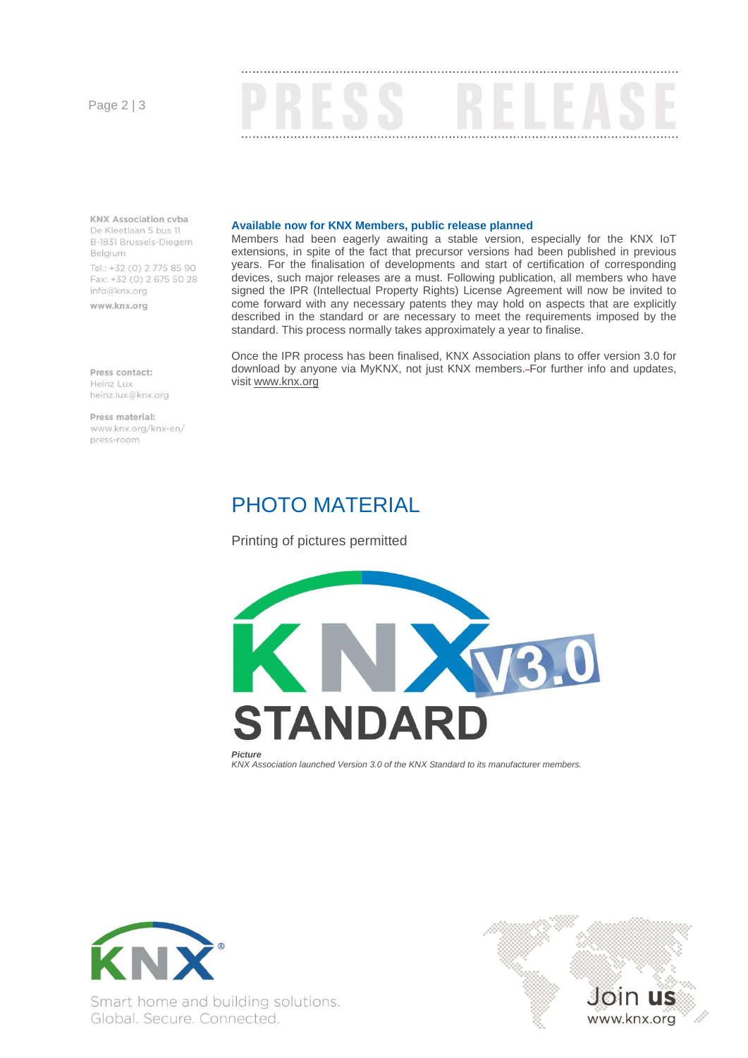**Available now for KNX Members, public release planned**

Members had been eagerly awaiting a stable version, especially for the KNX IoT extensions, in spite of the fact that precursor versions had been published in previous years. For the finalisation of developments and start of certification of corresponding devices, such major releases are a must. Following publication, all members who have signed the IPR (Intellectual Property Rights) License Agreement will now be invited to come forward with any necessary patents they may hold on aspects that are explicitly described in the standard or are necessary to meet the requirements imposed by the standard. This process normally takes approximately a year to finalise.

Once the IPR process has been finalised, KNX Association plans to offer version 3.0 for download by anyone via MyKNX, not just KNX members. For further info and updates, visit www.knx.org

**KNX Association cvba**
De Kleetlaan 5 bus 11
B-1831 Brussels-Diegem
Belgium
Tel.: +32 (0) 2 775 85 90
Fax: +32 (0) 2 675 50 28
info@knx.org
**www.knx.org**

**Press contact:**
Heinz Lux
heinz.lux@knx.org

**Press material:**
www.knx.org/knx-en/press-room

## PHOTO MATERIAL

Printing of pictures permitted

***Picture***
*KNX Association launched Version 3.0 of the KNX Standard to its manufacturer members.*

Smart home and building solutions.
Global. Secure. Connected.

Join **us**
www.knx.org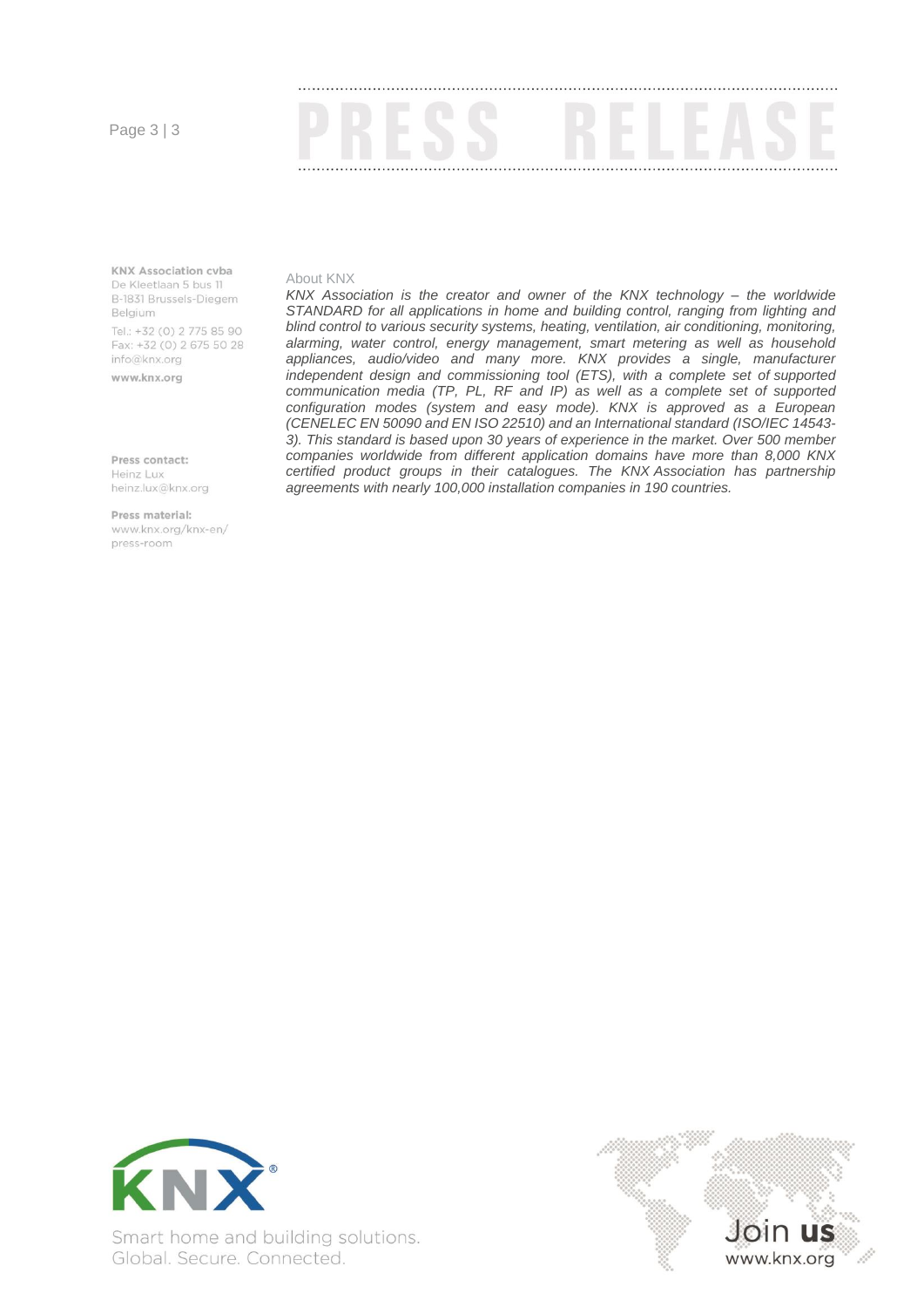**KNX Association cvba**
De Kleetlaan 5 bus 11
B-1831 Brussels-Diegem
Belgium

Tel.: +32 (0) 2 775 85 90
Fax: +32 (0) 2 675 50 28
info@knx.org

**www.knx.org**

**Press contact:**
Heinz Lux
heinz.lux@knx.org

**Press material:**
www.knx.org/knx-en/press-room

About KNX

*KNX Association is the creator and owner of the KNX technology – the worldwide STANDARD for all applications in home and building control, ranging from lighting and blind control to various security systems, heating, ventilation, air conditioning, monitoring, alarming, water control, energy management, smart metering as well as household appliances, audio/video and many more. KNX provides a single, manufacturer independent design and commissioning tool (ETS), with a complete set of supported communication media (TP, PL, RF and IP) as well as a complete set of supported configuration modes (system and easy mode). KNX is approved as a European (CENELEC EN 50090 and EN ISO 22510) and an International standard (ISO/IEC 14543-3). This standard is based upon 30 years of experience in the market. Over 500 member companies worldwide from different application domains have more than 8,000 KNX certified product groups in their catalogues. The KNX Association has partnership agreements with nearly 100,000 installation companies in 190 countries.*

Smart home and building solutions.
Global. Secure. Connected.

Join **us**
www.knx.org